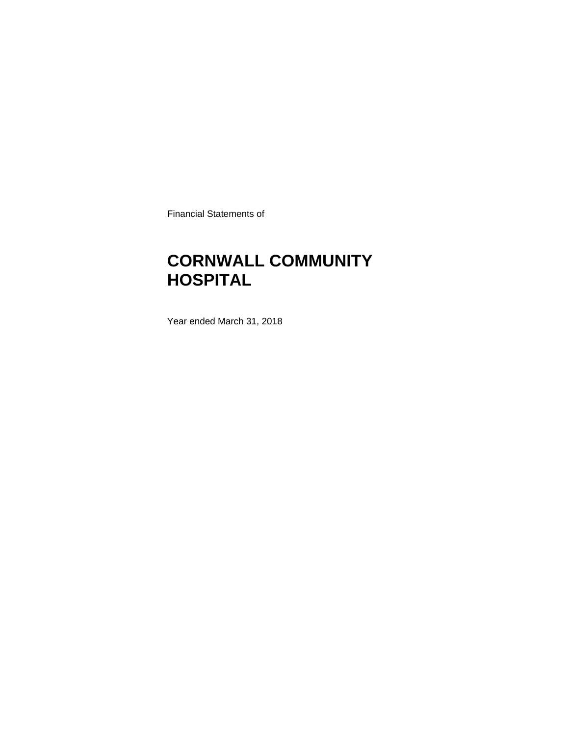Financial Statements of

# CORNWALL COMMUNITY HOSPITAL

Year ended March 31, 2018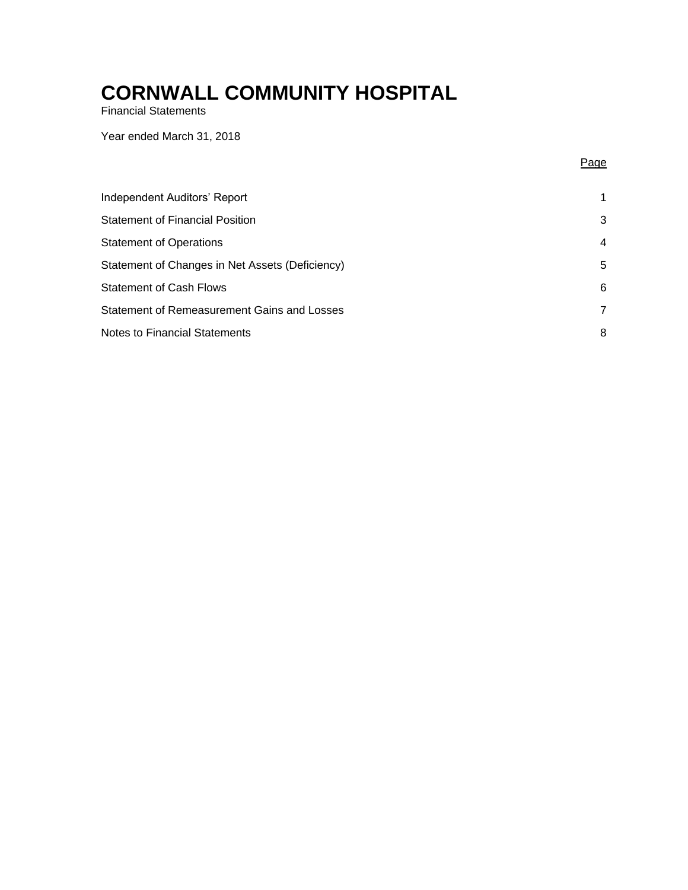# CORNWALL COMMUNITY HOSPITAL

Financial Statements

Year ended March 31, 2018

| | Page |
|---|---|
| Independent Auditors' Report | 1 |
| Statement of Financial Position | 3 |
| Statement of Operations | 4 |
| Statement of Changes in Net Assets (Deficiency) | 5 |
| Statement of Cash Flows | 6 |
| Statement of Remeasurement Gains and Losses | 7 |
| Notes to Financial Statements | 8 |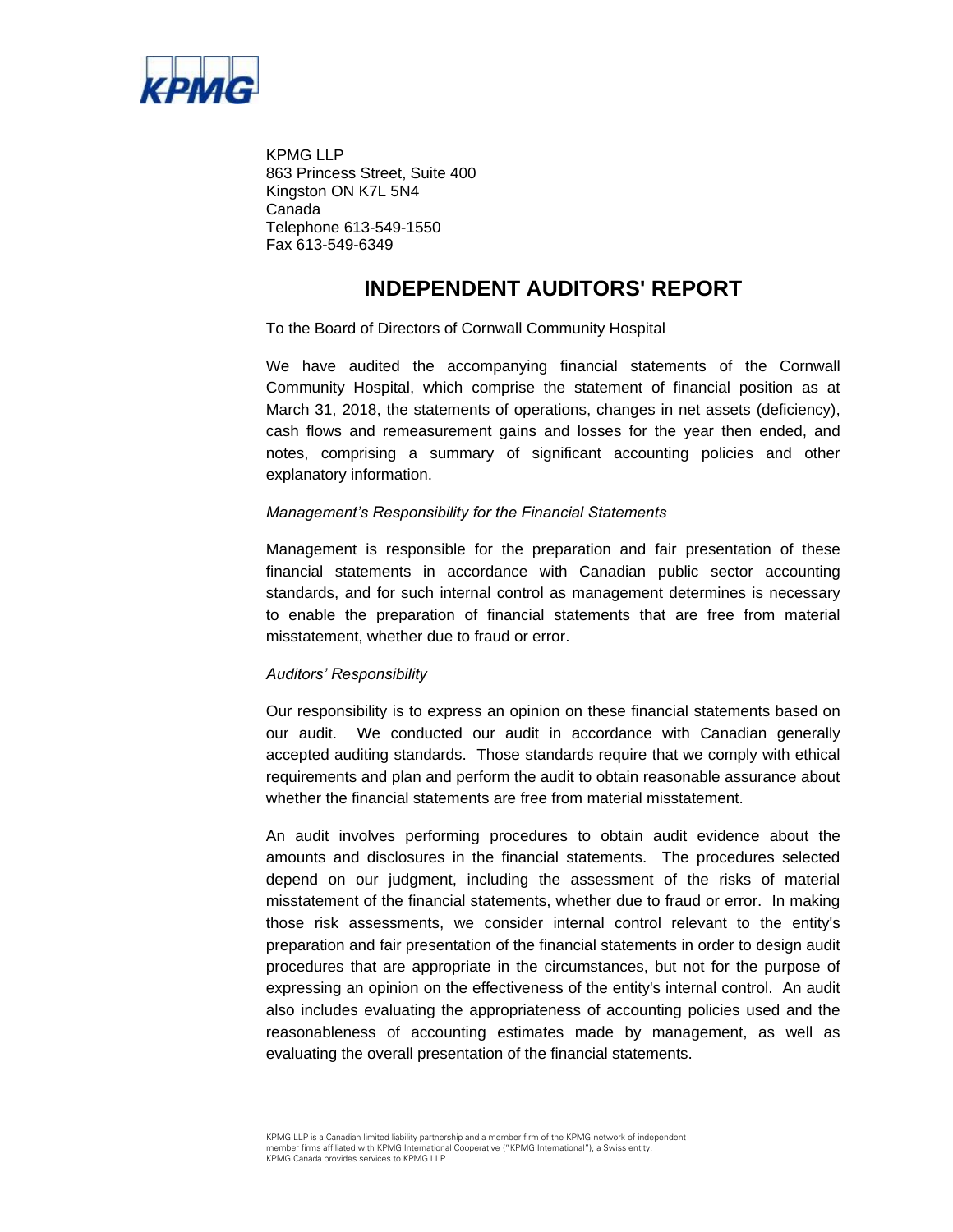KPMG LLP
863 Princess Street, Suite 400
Kingston ON K7L 5N4
Canada
Telephone 613-549-1550
Fax 613-549-6349

# INDEPENDENT AUDITORS' REPORT

To the Board of Directors of Cornwall Community Hospital

We have audited the accompanying financial statements of the Cornwall Community Hospital, which comprise the statement of financial position as at March 31, 2018, the statements of operations, changes in net assets (deficiency), cash flows and remeasurement gains and losses for the year then ended, and notes, comprising a summary of significant accounting policies and other explanatory information.

*Management's Responsibility for the Financial Statements*

Management is responsible for the preparation and fair presentation of these financial statements in accordance with Canadian public sector accounting standards, and for such internal control as management determines is necessary to enable the preparation of financial statements that are free from material misstatement, whether due to fraud or error.

*Auditors' Responsibility*

Our responsibility is to express an opinion on these financial statements based on our audit. We conducted our audit in accordance with Canadian generally accepted auditing standards. Those standards require that we comply with ethical requirements and plan and perform the audit to obtain reasonable assurance about whether the financial statements are free from material misstatement.

An audit involves performing procedures to obtain audit evidence about the amounts and disclosures in the financial statements. The procedures selected depend on our judgment, including the assessment of the risks of material misstatement of the financial statements, whether due to fraud or error. In making those risk assessments, we consider internal control relevant to the entity's preparation and fair presentation of the financial statements in order to design audit procedures that are appropriate in the circumstances, but not for the purpose of expressing an opinion on the effectiveness of the entity's internal control. An audit also includes evaluating the appropriateness of accounting policies used and the reasonableness of accounting estimates made by management, as well as evaluating the overall presentation of the financial statements.

KPMG LLP is a Canadian limited liability partnership and a member firm of the KPMG network of independent member firms affiliated with KPMG International Cooperative ("KPMG International"), a Swiss entity. KPMG Canada provides services to KPMG LLP.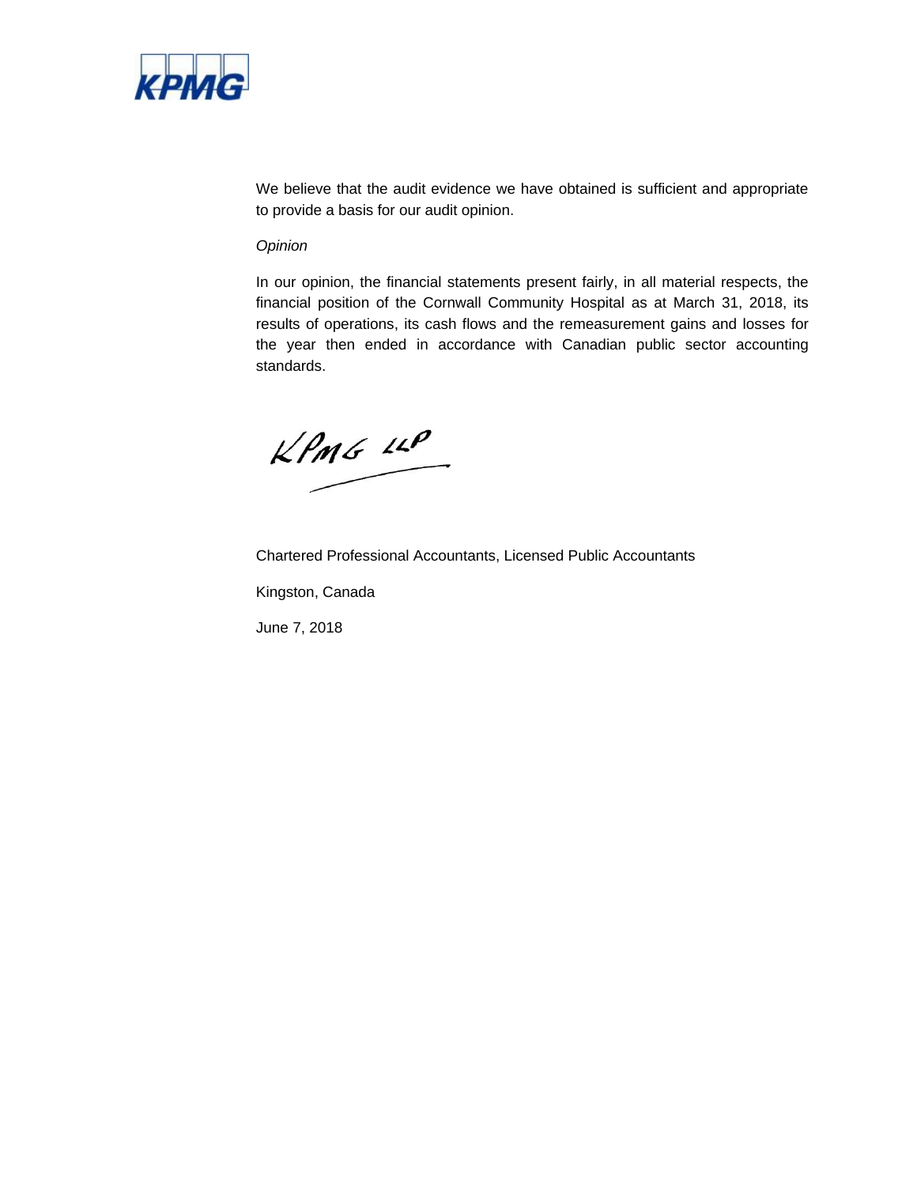We believe that the audit evidence we have obtained is sufficient and appropriate to provide a basis for our audit opinion.

*Opinion*

In our opinion, the financial statements present fairly, in all material respects, the financial position of the Cornwall Community Hospital as at March 31, 2018, its results of operations, its cash flows and the remeasurement gains and losses for the year then ended in accordance with Canadian public sector accounting standards.

KPMG LLP

Chartered Professional Accountants, Licensed Public Accountants

Kingston, Canada

June 7, 2018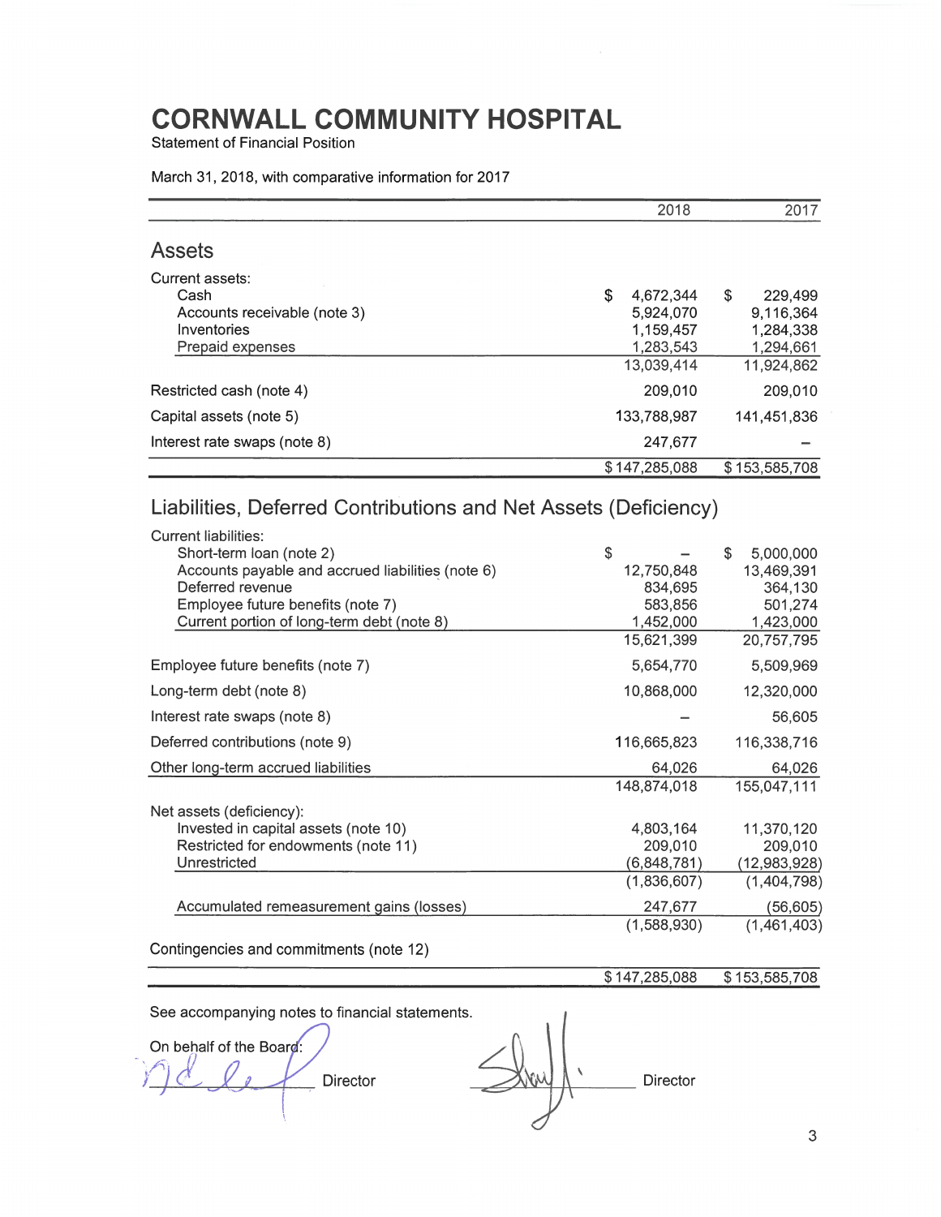# CORNWALL COMMUNITY HOSPITAL

Statement of Financial Position

March 31, 2018, with comparative information for 2017

| | 2018 | 2017 |
|---|---|---|
| **Assets** | | |
| Current assets: | | |
| Cash | $ 4,672,344 | $ 229,499 |
| Accounts receivable (note 3) | 5,924,070 | 9,116,364 |
| Inventories | 1,159,457 | 1,284,338 |
| Prepaid expenses | 1,283,543 | 1,294,661 |
| | 13,039,414 | 11,924,862 |
| Restricted cash (note 4) | 209,010 | 209,010 |
| Capital assets (note 5) | 133,788,987 | 141,451,836 |
| Interest rate swaps (note 8) | 247,677 | – |
| | $ 147,285,088 | $ 153,585,708 |
| **Liabilities, Deferred Contributions and Net Assets (Deficiency)** | | |
| Current liabilities: | | |
| Short-term loan (note 2) | $ – | $ 5,000,000 |
| Accounts payable and accrued liabilities (note 6) | 12,750,848 | 13,469,391 |
| Deferred revenue | 834,695 | 364,130 |
| Employee future benefits (note 7) | 583,856 | 501,274 |
| Current portion of long-term debt (note 8) | 1,452,000 | 1,423,000 |
| | 15,621,399 | 20,757,795 |
| Employee future benefits (note 7) | 5,654,770 | 5,509,969 |
| Long-term debt (note 8) | 10,868,000 | 12,320,000 |
| Interest rate swaps (note 8) | – | 56,605 |
| Deferred contributions (note 9) | 116,665,823 | 116,338,716 |
| Other long-term accrued liabilities | 64,026 | 64,026 |
| | 148,874,018 | 155,047,111 |
| Net assets (deficiency): | | |
| Invested in capital assets (note 10) | 4,803,164 | 11,370,120 |
| Restricted for endowments (note 11) | 209,010 | 209,010 |
| Unrestricted | (6,848,781) | (12,983,928) |
| | (1,836,607) | (1,404,798) |
| Accumulated remeasurement gains (losses) | 247,677 | (56,605) |
| | (1,588,930) | (1,461,403) |
| Contingencies and commitments (note 12) | | |
| | $ 147,285,088 | $ 153,585,708 |

See accompanying notes to financial statements.

On behalf of the Board:

_______________ Director

_______________ Director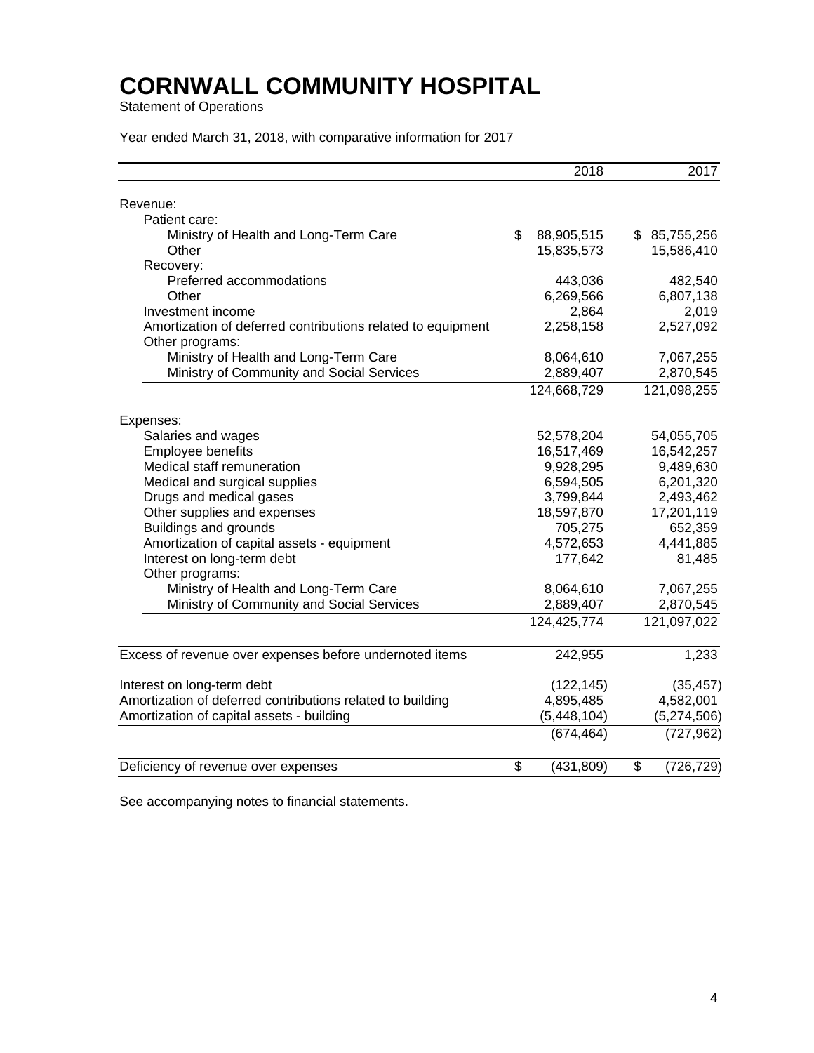# CORNWALL COMMUNITY HOSPITAL

Statement of Operations

Year ended March 31, 2018, with comparative information for 2017

| | 2018 | 2017 |
|---|---|---|
| Revenue: | | |
| Patient care: | | |
| Ministry of Health and Long-Term Care | $ 88,905,515 | $ 85,755,256 |
| Other | 15,835,573 | 15,586,410 |
| Recovery: | | |
| Preferred accommodations | 443,036 | 482,540 |
| Other | 6,269,566 | 6,807,138 |
| Investment income | 2,864 | 2,019 |
| Amortization of deferred contributions related to equipment | 2,258,158 | 2,527,092 |
| Other programs: | | |
| Ministry of Health and Long-Term Care | 8,064,610 | 7,067,255 |
| Ministry of Community and Social Services | 2,889,407 | 2,870,545 |
| | 124,668,729 | 121,098,255 |
| Expenses: | | |
| Salaries and wages | 52,578,204 | 54,055,705 |
| Employee benefits | 16,517,469 | 16,542,257 |
| Medical staff remuneration | 9,928,295 | 9,489,630 |
| Medical and surgical supplies | 6,594,505 | 6,201,320 |
| Drugs and medical gases | 3,799,844 | 2,493,462 |
| Other supplies and expenses | 18,597,870 | 17,201,119 |
| Buildings and grounds | 705,275 | 652,359 |
| Amortization of capital assets - equipment | 4,572,653 | 4,441,885 |
| Interest on long-term debt | 177,642 | 81,485 |
| Other programs: | | |
| Ministry of Health and Long-Term Care | 8,064,610 | 7,067,255 |
| Ministry of Community and Social Services | 2,889,407 | 2,870,545 |
| | 124,425,774 | 121,097,022 |
| Excess of revenue over expenses before undernoted items | 242,955 | 1,233 |
| Interest on long-term debt | (122,145) | (35,457) |
| Amortization of deferred contributions related to building | 4,895,485 | 4,582,001 |
| Amortization of capital assets - building | (5,448,104) | (5,274,506) |
| | (674,464) | (727,962) |
| Deficiency of revenue over expenses | $ (431,809) | $ (726,729) |

See accompanying notes to financial statements.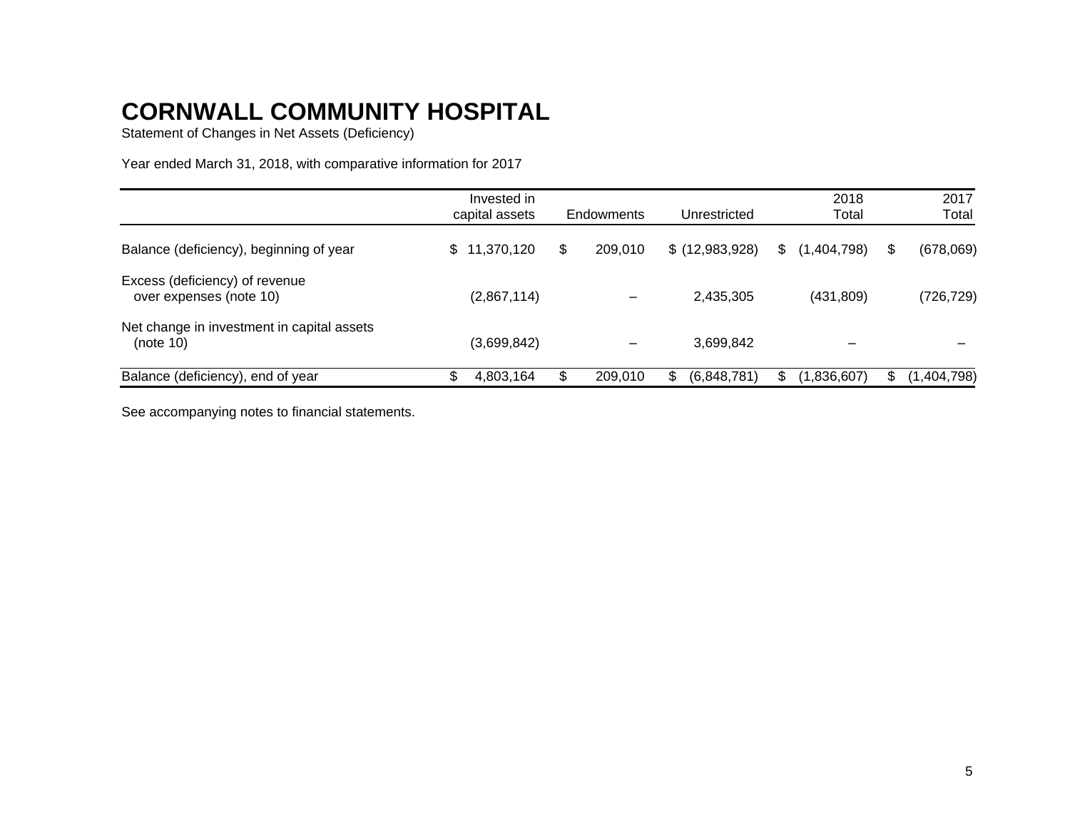# CORNWALL COMMUNITY HOSPITAL

Statement of Changes in Net Assets (Deficiency)

Year ended March 31, 2018, with comparative information for 2017

| | Invested in capital assets | Endowments | Unrestricted | 2018 Total | 2017 Total |
|---|---|---|---|---|---|
| Balance (deficiency), beginning of year | $ 11,370,120 | $ 209,010 | $ (12,983,928) | $ (1,404,798) | $ (678,069) |
| Excess (deficiency) of revenue over expenses (note 10) | (2,867,114) | – | 2,435,305 | (431,809) | (726,729) |
| Net change in investment in capital assets (note 10) | (3,699,842) | – | 3,699,842 | – | – |
| Balance (deficiency), end of year | $ 4,803,164 | $ 209,010 | $ (6,848,781) | $ (1,836,607) | $ (1,404,798) |

See accompanying notes to financial statements.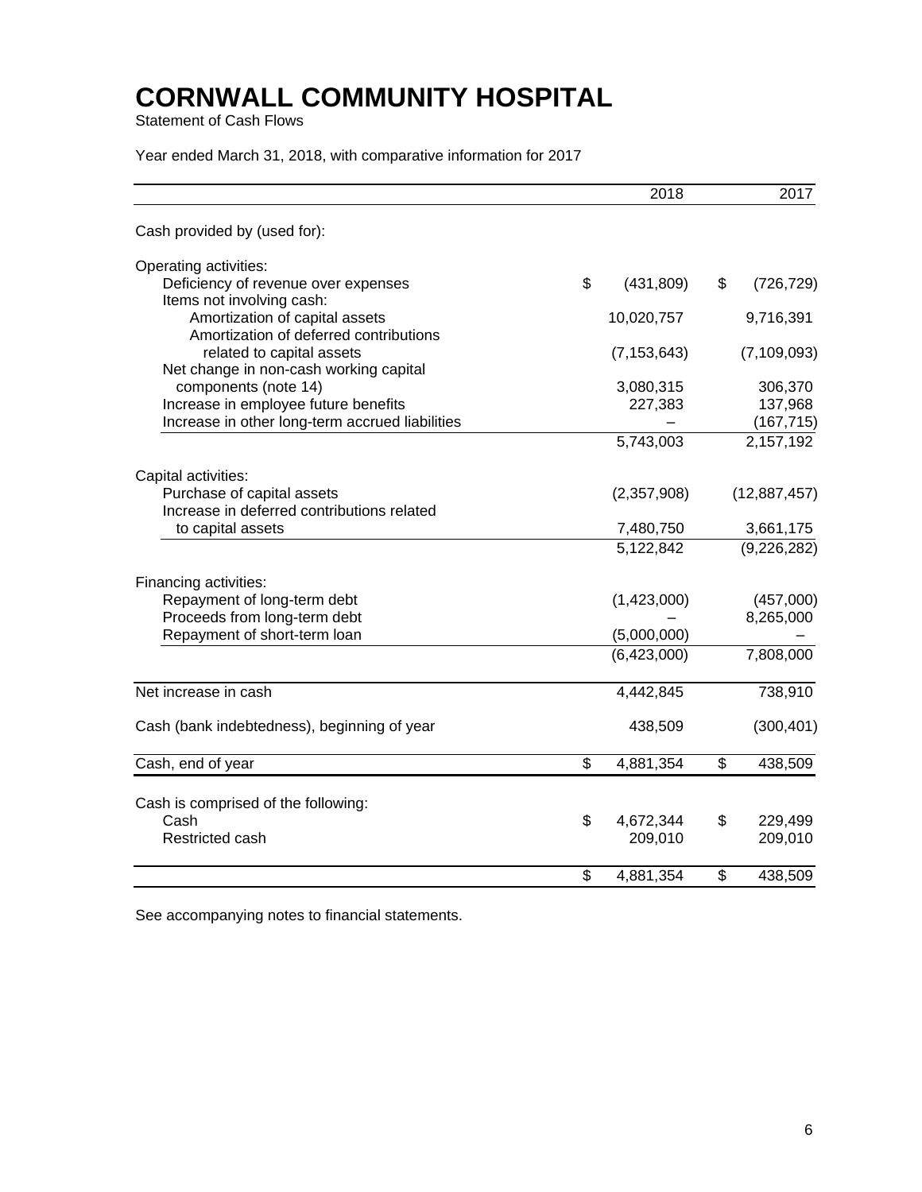# CORNWALL COMMUNITY HOSPITAL

Statement of Cash Flows

Year ended March 31, 2018, with comparative information for 2017

| | 2018 | 2017 |
|---|---|---|
| Cash provided by (used for): | | |
| Operating activities: | | |
| Deficiency of revenue over expenses | $ (431,809) | $ (726,729) |
| Items not involving cash: | | |
| Amortization of capital assets | 10,020,757 | 9,716,391 |
| Amortization of deferred contributions related to capital assets | (7,153,643) | (7,109,093) |
| Net change in non-cash working capital components (note 14) | 3,080,315 | 306,370 |
| Increase in employee future benefits | 227,383 | 137,968 |
| Increase in other long-term accrued liabilities | – | (167,715) |
| | 5,743,003 | 2,157,192 |
| Capital activities: | | |
| Purchase of capital assets | (2,357,908) | (12,887,457) |
| Increase in deferred contributions related to capital assets | 7,480,750 | 3,661,175 |
| | 5,122,842 | (9,226,282) |
| Financing activities: | | |
| Repayment of long-term debt | (1,423,000) | (457,000) |
| Proceeds from long-term debt | – | 8,265,000 |
| Repayment of short-term loan | (5,000,000) | – |
| | (6,423,000) | 7,808,000 |
| Net increase in cash | 4,442,845 | 738,910 |
| Cash (bank indebtedness), beginning of year | 438,509 | (300,401) |
| Cash, end of year | $ 4,881,354 | $ 438,509 |
| Cash is comprised of the following: | | |
| Cash | $ 4,672,344 | $ 229,499 |
| Restricted cash | 209,010 | 209,010 |
| | $ 4,881,354 | $ 438,509 |

See accompanying notes to financial statements.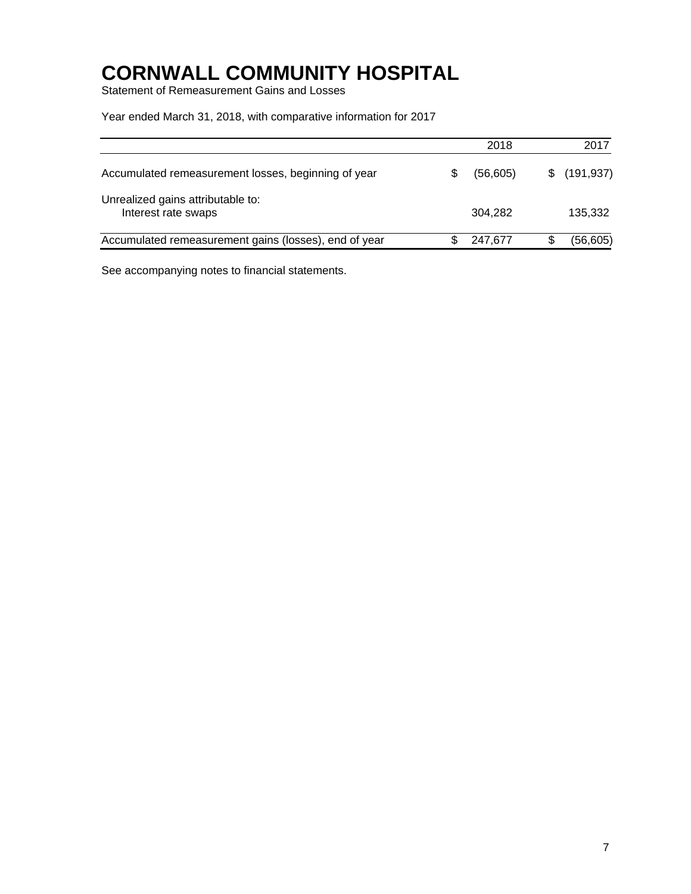# CORNWALL COMMUNITY HOSPITAL

Statement of Remeasurement Gains and Losses

Year ended March 31, 2018, with comparative information for 2017

| | 2018 | 2017 |
|---|---|---|
| Accumulated remeasurement losses, beginning of year | $ (56,605) | $ (191,937) |
| Unrealized gains attributable to: | | |
| Interest rate swaps | 304,282 | 135,332 |
| Accumulated remeasurement gains (losses), end of year | $ 247,677 | $ (56,605) |

See accompanying notes to financial statements.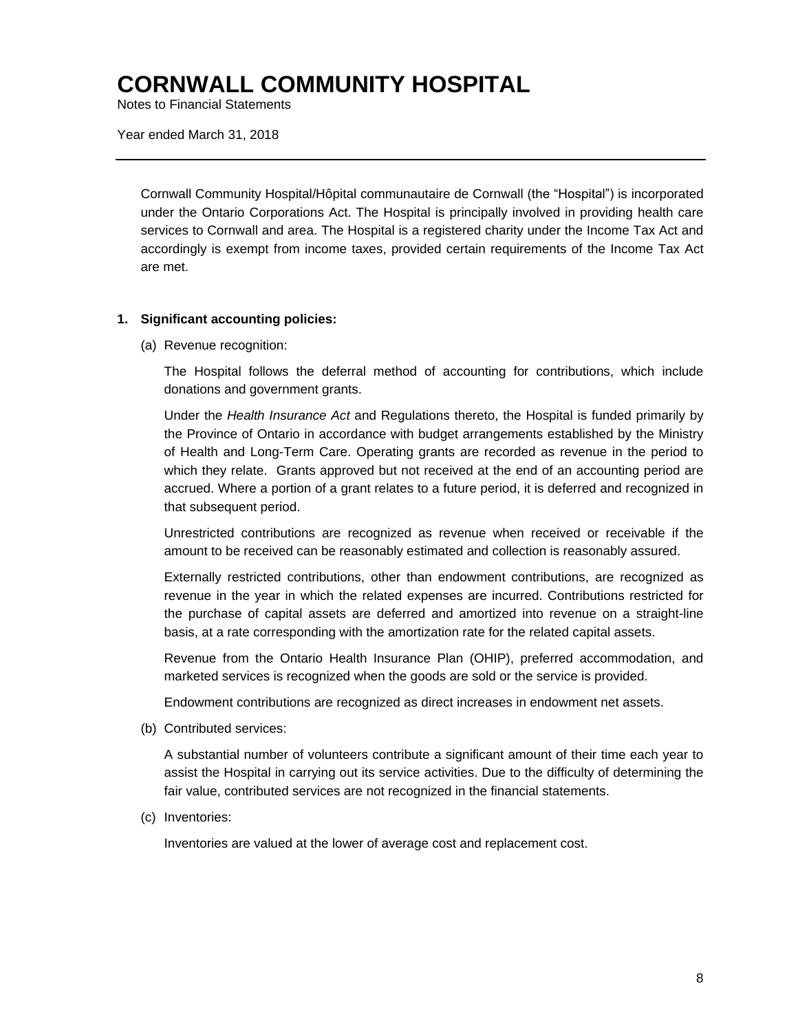# CORNWALL COMMUNITY HOSPITAL

Notes to Financial Statements

Year ended March 31, 2018

---

Cornwall Community Hospital/Hôpital communautaire de Cornwall (the "Hospital") is incorporated under the Ontario Corporations Act. The Hospital is principally involved in providing health care services to Cornwall and area. The Hospital is a registered charity under the Income Tax Act and accordingly is exempt from income taxes, provided certain requirements of the Income Tax Act are met.

**1. Significant accounting policies:**

(a) Revenue recognition:

The Hospital follows the deferral method of accounting for contributions, which include donations and government grants.

Under the *Health Insurance Act* and Regulations thereto, the Hospital is funded primarily by the Province of Ontario in accordance with budget arrangements established by the Ministry of Health and Long-Term Care. Operating grants are recorded as revenue in the period to which they relate. Grants approved but not received at the end of an accounting period are accrued. Where a portion of a grant relates to a future period, it is deferred and recognized in that subsequent period.

Unrestricted contributions are recognized as revenue when received or receivable if the amount to be received can be reasonably estimated and collection is reasonably assured.

Externally restricted contributions, other than endowment contributions, are recognized as revenue in the year in which the related expenses are incurred. Contributions restricted for the purchase of capital assets are deferred and amortized into revenue on a straight-line basis, at a rate corresponding with the amortization rate for the related capital assets.

Revenue from the Ontario Health Insurance Plan (OHIP), preferred accommodation, and marketed services is recognized when the goods are sold or the service is provided.

Endowment contributions are recognized as direct increases in endowment net assets.

(b) Contributed services:

A substantial number of volunteers contribute a significant amount of their time each year to assist the Hospital in carrying out its service activities. Due to the difficulty of determining the fair value, contributed services are not recognized in the financial statements.

(c) Inventories:

Inventories are valued at the lower of average cost and replacement cost.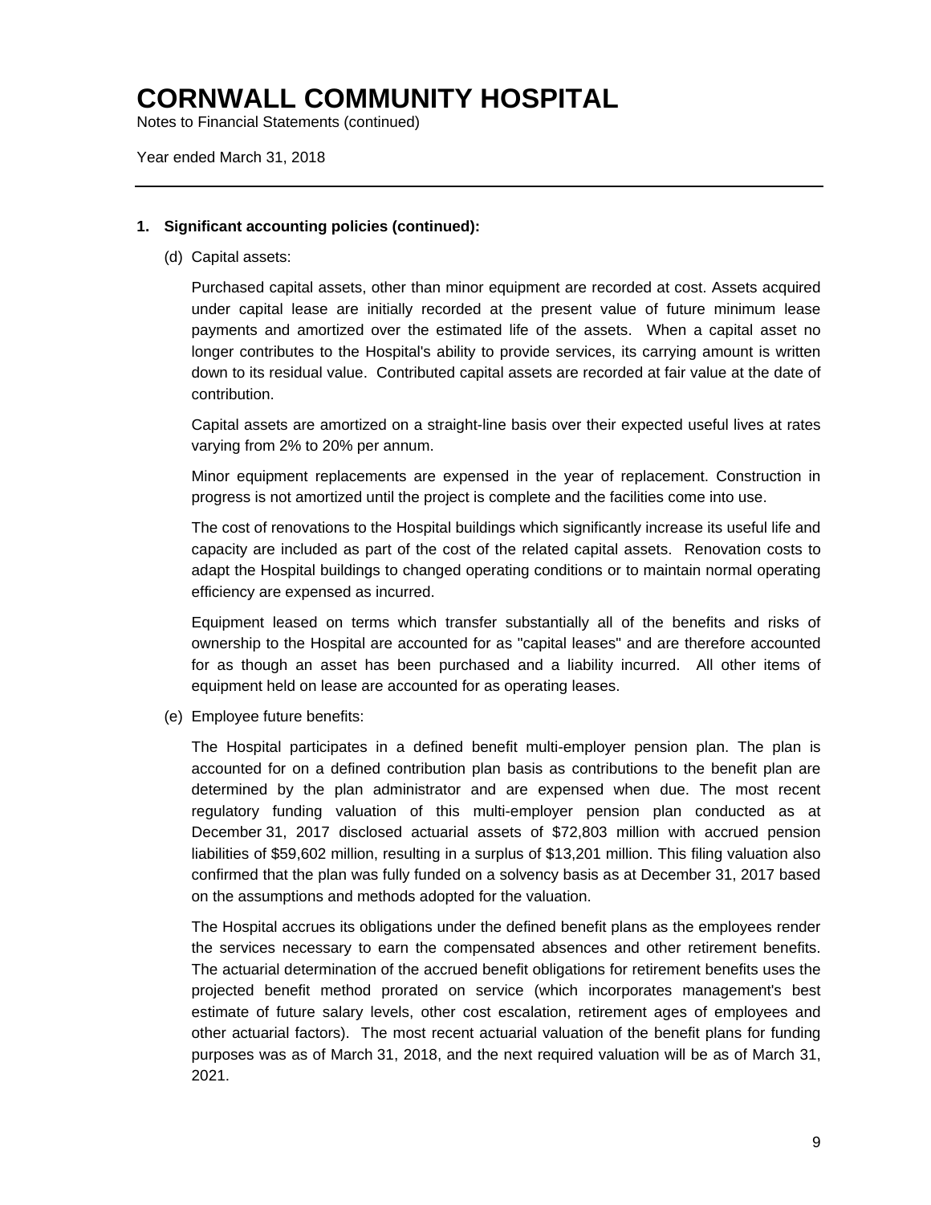# CORNWALL COMMUNITY HOSPITAL

Notes to Financial Statements (continued)

Year ended March 31, 2018

---

**1. Significant accounting policies (continued):**

(d) Capital assets:

Purchased capital assets, other than minor equipment are recorded at cost. Assets acquired under capital lease are initially recorded at the present value of future minimum lease payments and amortized over the estimated life of the assets. When a capital asset no longer contributes to the Hospital's ability to provide services, its carrying amount is written down to its residual value. Contributed capital assets are recorded at fair value at the date of contribution.

Capital assets are amortized on a straight-line basis over their expected useful lives at rates varying from 2% to 20% per annum.

Minor equipment replacements are expensed in the year of replacement. Construction in progress is not amortized until the project is complete and the facilities come into use.

The cost of renovations to the Hospital buildings which significantly increase its useful life and capacity are included as part of the cost of the related capital assets. Renovation costs to adapt the Hospital buildings to changed operating conditions or to maintain normal operating efficiency are expensed as incurred.

Equipment leased on terms which transfer substantially all of the benefits and risks of ownership to the Hospital are accounted for as "capital leases" and are therefore accounted for as though an asset has been purchased and a liability incurred. All other items of equipment held on lease are accounted for as operating leases.

(e) Employee future benefits:

The Hospital participates in a defined benefit multi-employer pension plan. The plan is accounted for on a defined contribution plan basis as contributions to the benefit plan are determined by the plan administrator and are expensed when due. The most recent regulatory funding valuation of this multi-employer pension plan conducted as at December 31, 2017 disclosed actuarial assets of $72,803 million with accrued pension liabilities of $59,602 million, resulting in a surplus of $13,201 million. This filing valuation also confirmed that the plan was fully funded on a solvency basis as at December 31, 2017 based on the assumptions and methods adopted for the valuation.

The Hospital accrues its obligations under the defined benefit plans as the employees render the services necessary to earn the compensated absences and other retirement benefits. The actuarial determination of the accrued benefit obligations for retirement benefits uses the projected benefit method prorated on service (which incorporates management's best estimate of future salary levels, other cost escalation, retirement ages of employees and other actuarial factors). The most recent actuarial valuation of the benefit plans for funding purposes was as of March 31, 2018, and the next required valuation will be as of March 31, 2021.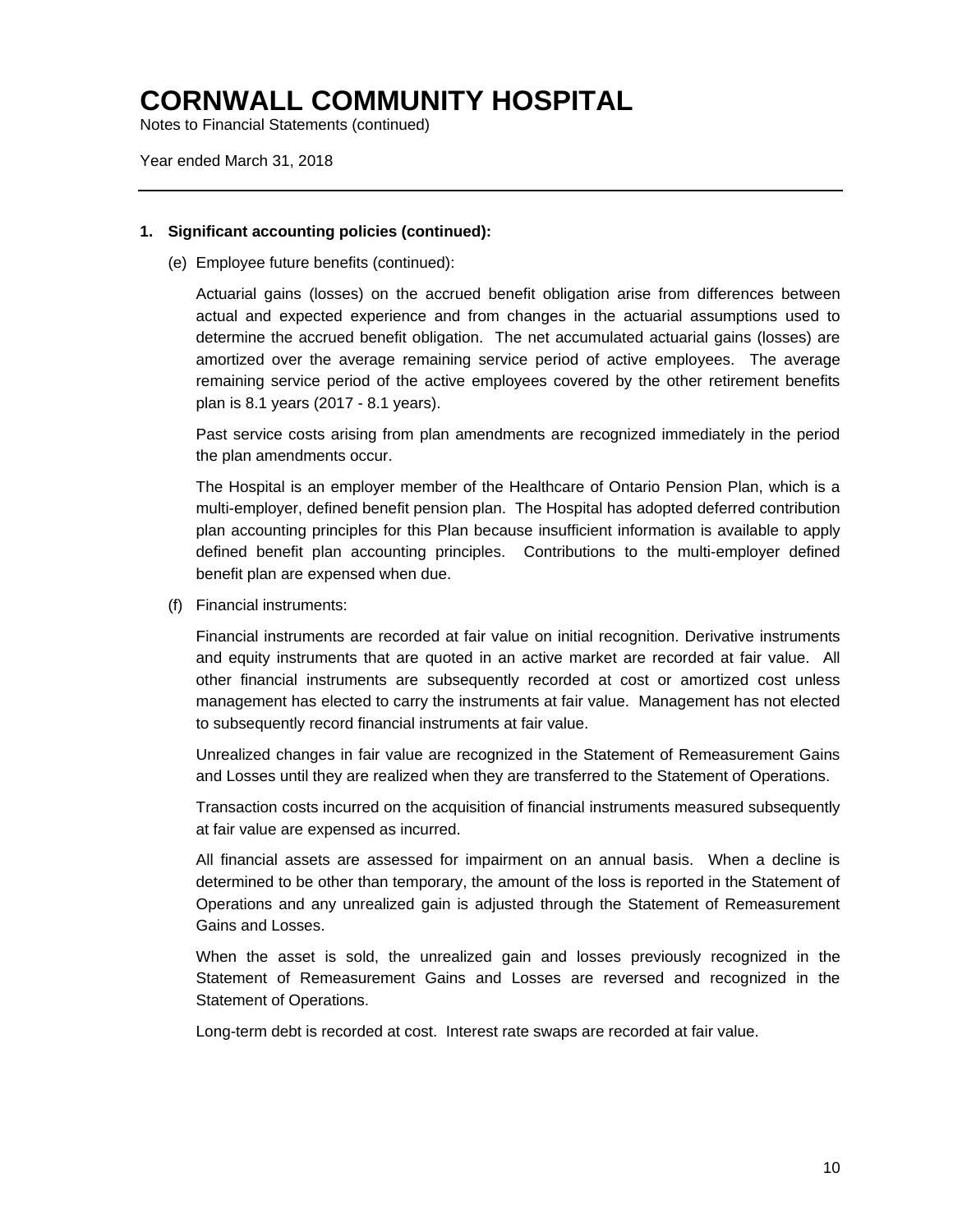# CORNWALL COMMUNITY HOSPITAL

Notes to Financial Statements (continued)

Year ended March 31, 2018

---

**1. Significant accounting policies (continued):**

(e) Employee future benefits (continued):

Actuarial gains (losses) on the accrued benefit obligation arise from differences between actual and expected experience and from changes in the actuarial assumptions used to determine the accrued benefit obligation. The net accumulated actuarial gains (losses) are amortized over the average remaining service period of active employees. The average remaining service period of the active employees covered by the other retirement benefits plan is 8.1 years (2017 - 8.1 years).

Past service costs arising from plan amendments are recognized immediately in the period the plan amendments occur.

The Hospital is an employer member of the Healthcare of Ontario Pension Plan, which is a multi-employer, defined benefit pension plan. The Hospital has adopted deferred contribution plan accounting principles for this Plan because insufficient information is available to apply defined benefit plan accounting principles. Contributions to the multi-employer defined benefit plan are expensed when due.

(f) Financial instruments:

Financial instruments are recorded at fair value on initial recognition. Derivative instruments and equity instruments that are quoted in an active market are recorded at fair value. All other financial instruments are subsequently recorded at cost or amortized cost unless management has elected to carry the instruments at fair value. Management has not elected to subsequently record financial instruments at fair value.

Unrealized changes in fair value are recognized in the Statement of Remeasurement Gains and Losses until they are realized when they are transferred to the Statement of Operations.

Transaction costs incurred on the acquisition of financial instruments measured subsequently at fair value are expensed as incurred.

All financial assets are assessed for impairment on an annual basis. When a decline is determined to be other than temporary, the amount of the loss is reported in the Statement of Operations and any unrealized gain is adjusted through the Statement of Remeasurement Gains and Losses.

When the asset is sold, the unrealized gain and losses previously recognized in the Statement of Remeasurement Gains and Losses are reversed and recognized in the Statement of Operations.

Long-term debt is recorded at cost. Interest rate swaps are recorded at fair value.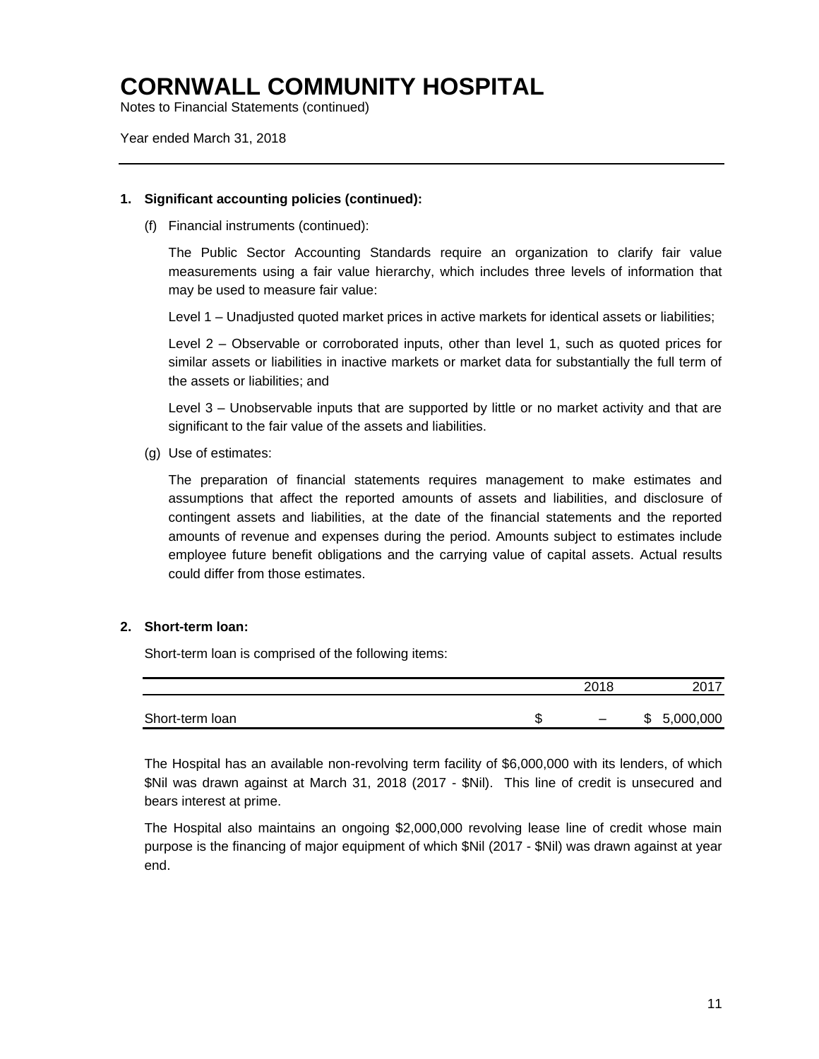# CORNWALL COMMUNITY HOSPITAL

Notes to Financial Statements (continued)

Year ended March 31, 2018

**1. Significant accounting policies (continued):**

(f) Financial instruments (continued):

The Public Sector Accounting Standards require an organization to clarify fair value measurements using a fair value hierarchy, which includes three levels of information that may be used to measure fair value:

Level 1 – Unadjusted quoted market prices in active markets for identical assets or liabilities;

Level 2 – Observable or corroborated inputs, other than level 1, such as quoted prices for similar assets or liabilities in inactive markets or market data for substantially the full term of the assets or liabilities; and

Level 3 – Unobservable inputs that are supported by little or no market activity and that are significant to the fair value of the assets and liabilities.

(g) Use of estimates:

The preparation of financial statements requires management to make estimates and assumptions that affect the reported amounts of assets and liabilities, and disclosure of contingent assets and liabilities, at the date of the financial statements and the reported amounts of revenue and expenses during the period. Amounts subject to estimates include employee future benefit obligations and the carrying value of capital assets. Actual results could differ from those estimates.

**2. Short-term loan:**

Short-term loan is comprised of the following items:

| | 2018 | 2017 |
|---|---|---|
| Short-term loan | $ – | $ 5,000,000 |

The Hospital has an available non-revolving term facility of $6,000,000 with its lenders, of which $Nil was drawn against at March 31, 2018 (2017 - $Nil). This line of credit is unsecured and bears interest at prime.

The Hospital also maintains an ongoing $2,000,000 revolving lease line of credit whose main purpose is the financing of major equipment of which $Nil (2017 - $Nil) was drawn against at year end.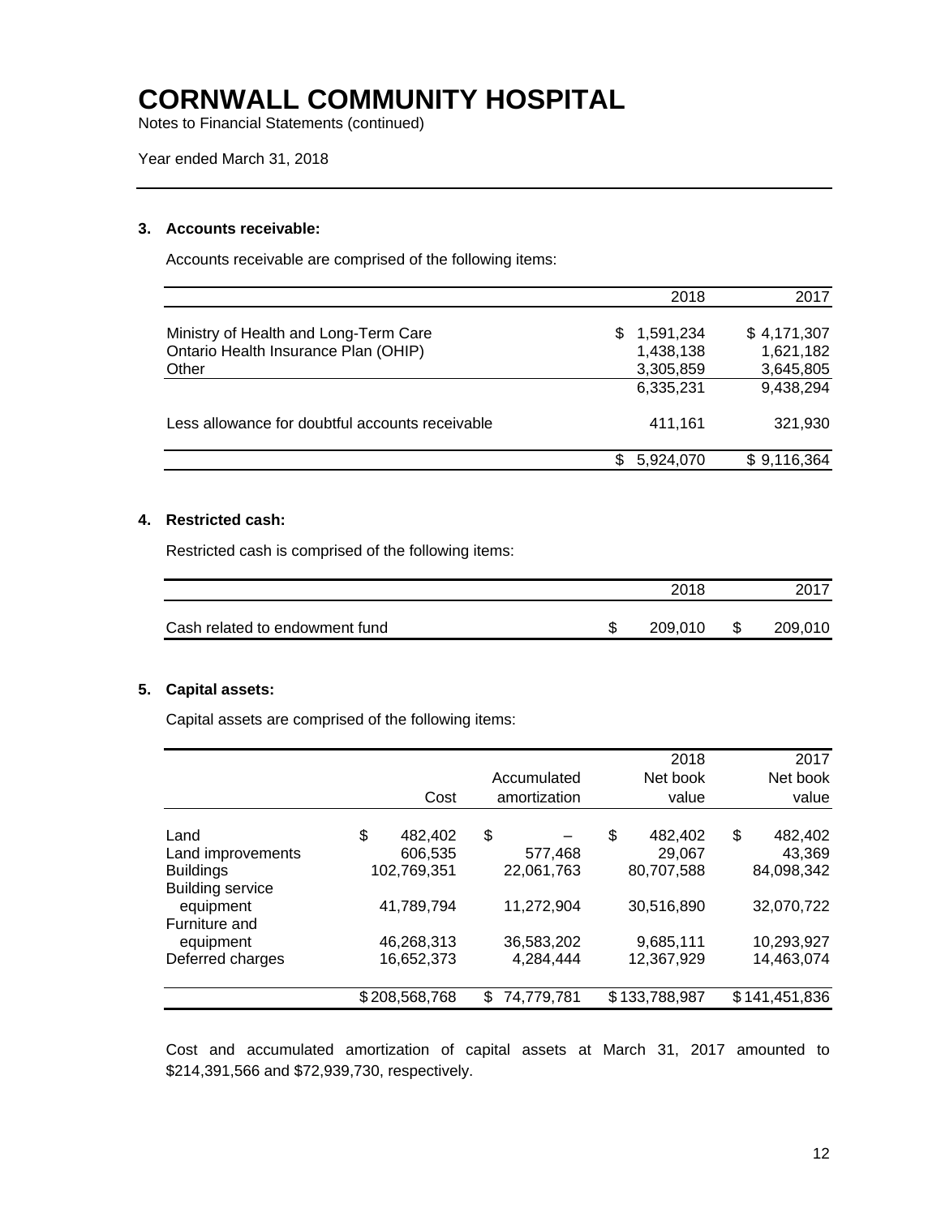# CORNWALL COMMUNITY HOSPITAL

Notes to Financial Statements (continued)

Year ended March 31, 2018

### 3. Accounts receivable:

Accounts receivable are comprised of the following items:

| | 2018 | 2017 |
|---|---|---|
| Ministry of Health and Long-Term Care | $ 1,591,234 | $ 4,171,307 |
| Ontario Health Insurance Plan (OHIP) | 1,438,138 | 1,621,182 |
| Other | 3,305,859 | 3,645,805 |
| | 6,335,231 | 9,438,294 |
| Less allowance for doubtful accounts receivable | 411,161 | 321,930 |
| | $ 5,924,070 | $ 9,116,364 |

### 4. Restricted cash:

Restricted cash is comprised of the following items:

| | 2018 | 2017 |
|---|---|---|
| Cash related to endowment fund | $ 209,010 | $ 209,010 |

### 5. Capital assets:

Capital assets are comprised of the following items:

| | Cost | Accumulated amortization | 2018 Net book value | 2017 Net book value |
|---|---|---|---|---|
| Land | $ 482,402 | $ – | $ 482,402 | $ 482,402 |
| Land improvements | 606,535 | 577,468 | 29,067 | 43,369 |
| Buildings | 102,769,351 | 22,061,763 | 80,707,588 | 84,098,342 |
| Building service equipment | 41,789,794 | 11,272,904 | 30,516,890 | 32,070,722 |
| Furniture and equipment | 46,268,313 | 36,583,202 | 9,685,111 | 10,293,927 |
| Deferred charges | 16,652,373 | 4,284,444 | 12,367,929 | 14,463,074 |
| | $ 208,568,768 | $ 74,779,781 | $ 133,788,987 | $ 141,451,836 |

Cost and accumulated amortization of capital assets at March 31, 2017 amounted to $214,391,566 and $72,939,730, respectively.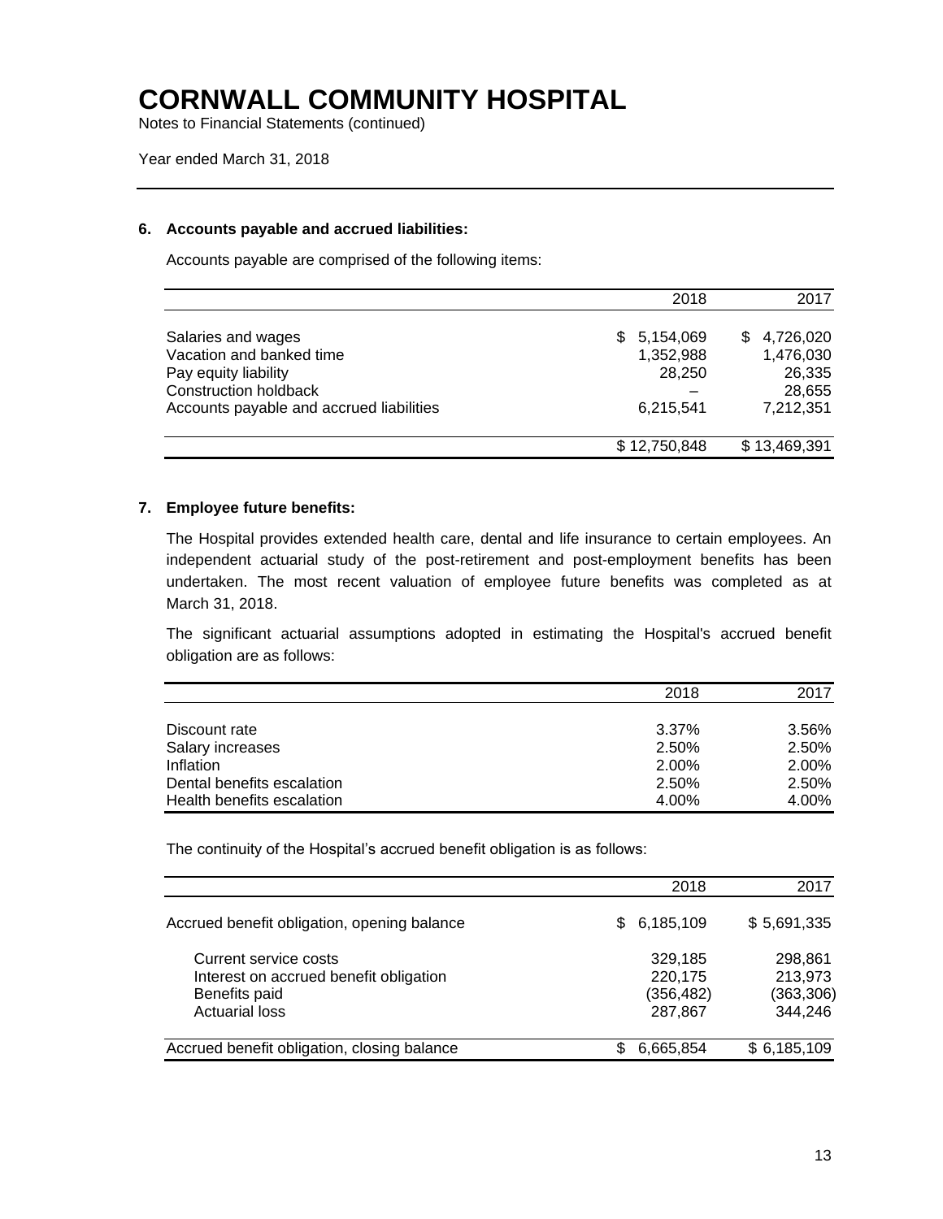# CORNWALL COMMUNITY HOSPITAL

Notes to Financial Statements (continued)

Year ended March 31, 2018

### 6. Accounts payable and accrued liabilities:

Accounts payable are comprised of the following items:

| | 2018 | 2017 |
|---|---|---|
| Salaries and wages | $ 5,154,069 | $ 4,726,020 |
| Vacation and banked time | 1,352,988 | 1,476,030 |
| Pay equity liability | 28,250 | 26,335 |
| Construction holdback | – | 28,655 |
| Accounts payable and accrued liabilities | 6,215,541 | 7,212,351 |
| | $ 12,750,848 | $ 13,469,391 |

### 7. Employee future benefits:

The Hospital provides extended health care, dental and life insurance to certain employees. An independent actuarial study of the post-retirement and post-employment benefits has been undertaken. The most recent valuation of employee future benefits was completed as at March 31, 2018.

The significant actuarial assumptions adopted in estimating the Hospital's accrued benefit obligation are as follows:

| | 2018 | 2017 |
|---|---|---|
| Discount rate | 3.37% | 3.56% |
| Salary increases | 2.50% | 2.50% |
| Inflation | 2.00% | 2.00% |
| Dental benefits escalation | 2.50% | 2.50% |
| Health benefits escalation | 4.00% | 4.00% |

The continuity of the Hospital's accrued benefit obligation is as follows:

| | 2018 | 2017 |
|---|---|---|
| Accrued benefit obligation, opening balance | $ 6,185,109 | $ 5,691,335 |
| Current service costs | 329,185 | 298,861 |
| Interest on accrued benefit obligation | 220,175 | 213,973 |
| Benefits paid | (356,482) | (363,306) |
| Actuarial loss | 287,867 | 344,246 |
| Accrued benefit obligation, closing balance | $ 6,665,854 | $ 6,185,109 |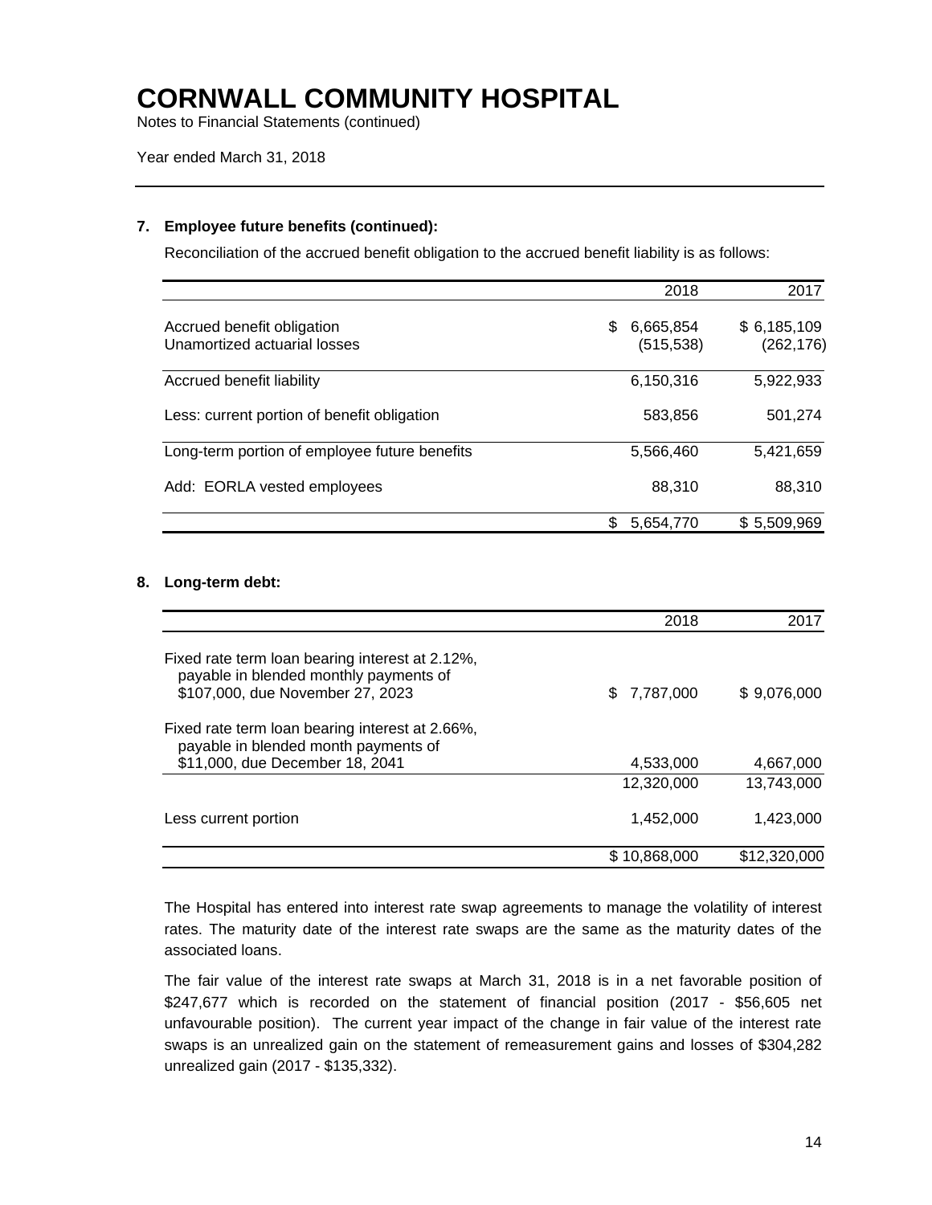# CORNWALL COMMUNITY HOSPITAL

Notes to Financial Statements (continued)

Year ended March 31, 2018

### 7. Employee future benefits (continued):

Reconciliation of the accrued benefit obligation to the accrued benefit liability is as follows:

| | 2018 | 2017 |
|---|---|---|
| Accrued benefit obligation | $ 6,665,854 | $ 6,185,109 |
| Unamortized actuarial losses | (515,538) | (262,176) |
| Accrued benefit liability | 6,150,316 | 5,922,933 |
| Less: current portion of benefit obligation | 583,856 | 501,274 |
| Long-term portion of employee future benefits | 5,566,460 | 5,421,659 |
| Add: EORLA vested employees | 88,310 | 88,310 |
| | $ 5,654,770 | $ 5,509,969 |

### 8. Long-term debt:

| | 2018 | 2017 |
|---|---|---|
| Fixed rate term loan bearing interest at 2.12%, payable in blended monthly payments of $107,000, due November 27, 2023 | $ 7,787,000 | $ 9,076,000 |
| Fixed rate term loan bearing interest at 2.66%, payable in blended month payments of $11,000, due December 18, 2041 | 4,533,000 | 4,667,000 |
| | 12,320,000 | 13,743,000 |
| Less current portion | 1,452,000 | 1,423,000 |
| | $ 10,868,000 | $12,320,000 |

The Hospital has entered into interest rate swap agreements to manage the volatility of interest rates. The maturity date of the interest rate swaps are the same as the maturity dates of the associated loans.

The fair value of the interest rate swaps at March 31, 2018 is in a net favorable position of $247,677 which is recorded on the statement of financial position (2017 - $56,605 net unfavourable position). The current year impact of the change in fair value of the interest rate swaps is an unrealized gain on the statement of remeasurement gains and losses of $304,282 unrealized gain (2017 - $135,332).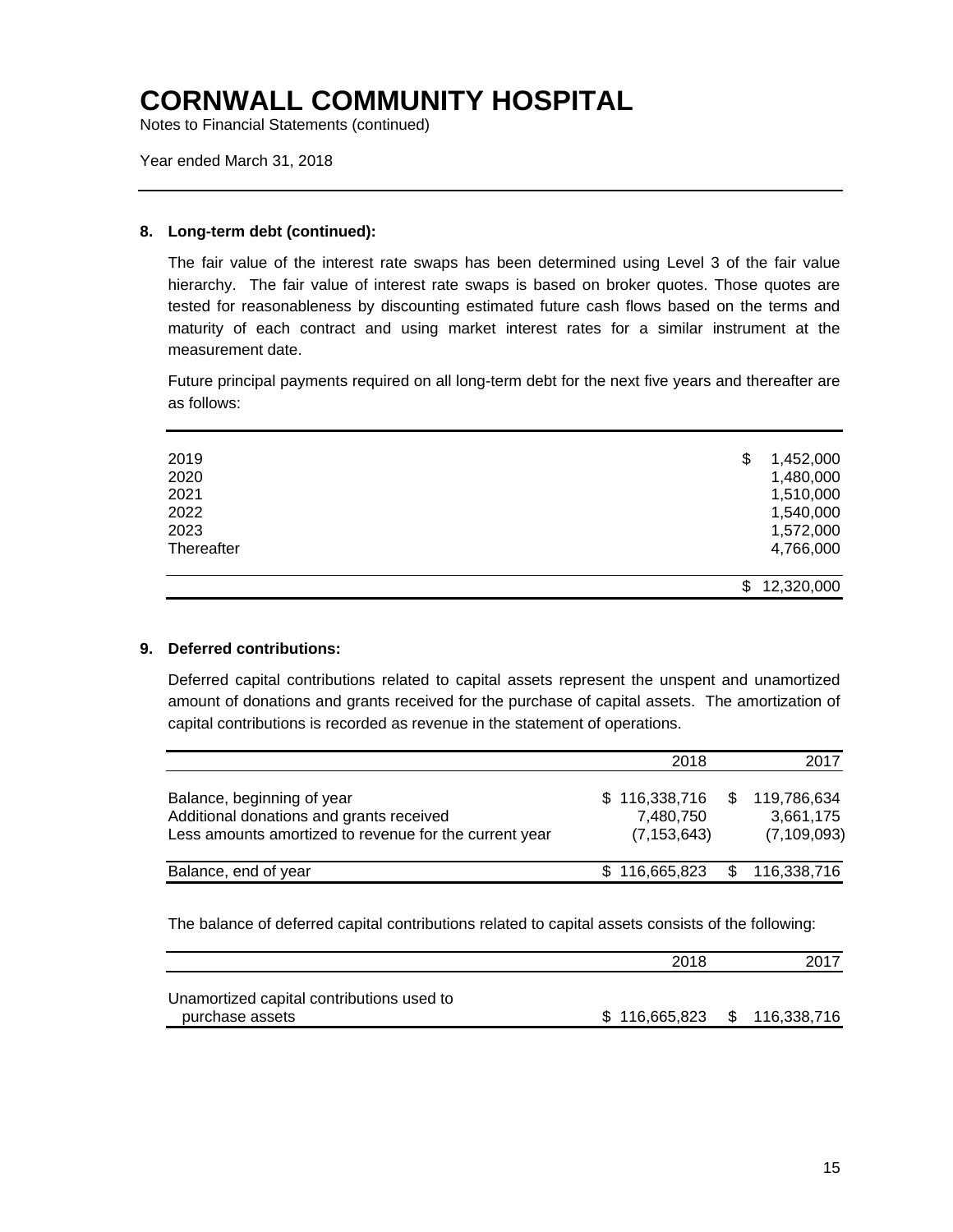# CORNWALL COMMUNITY HOSPITAL

Notes to Financial Statements (continued)

Year ended March 31, 2018

### 8. Long-term debt (continued):

The fair value of the interest rate swaps has been determined using Level 3 of the fair value hierarchy. The fair value of interest rate swaps is based on broker quotes. Those quotes are tested for reasonableness by discounting estimated future cash flows based on the terms and maturity of each contract and using market interest rates for a similar instrument at the measurement date.

Future principal payments required on all long-term debt for the next five years and thereafter are as follows:

| | |
|---|---|
| 2019 | $ 1,452,000 |
| 2020 | 1,480,000 |
| 2021 | 1,510,000 |
| 2022 | 1,540,000 |
| 2023 | 1,572,000 |
| Thereafter | 4,766,000 |
| | $ 12,320,000 |

### 9. Deferred contributions:

Deferred capital contributions related to capital assets represent the unspent and unamortized amount of donations and grants received for the purchase of capital assets. The amortization of capital contributions is recorded as revenue in the statement of operations.

| | 2018 | 2017 |
|---|---|---|
| Balance, beginning of year | $ 116,338,716 | $ 119,786,634 |
| Additional donations and grants received | 7,480,750 | 3,661,175 |
| Less amounts amortized to revenue for the current year | (7,153,643) | (7,109,093) |
| Balance, end of year | $ 116,665,823 | $ 116,338,716 |

The balance of deferred capital contributions related to capital assets consists of the following:

| | 2018 | 2017 |
|---|---|---|
| Unamortized capital contributions used to purchase assets | $ 116,665,823 | $ 116,338,716 |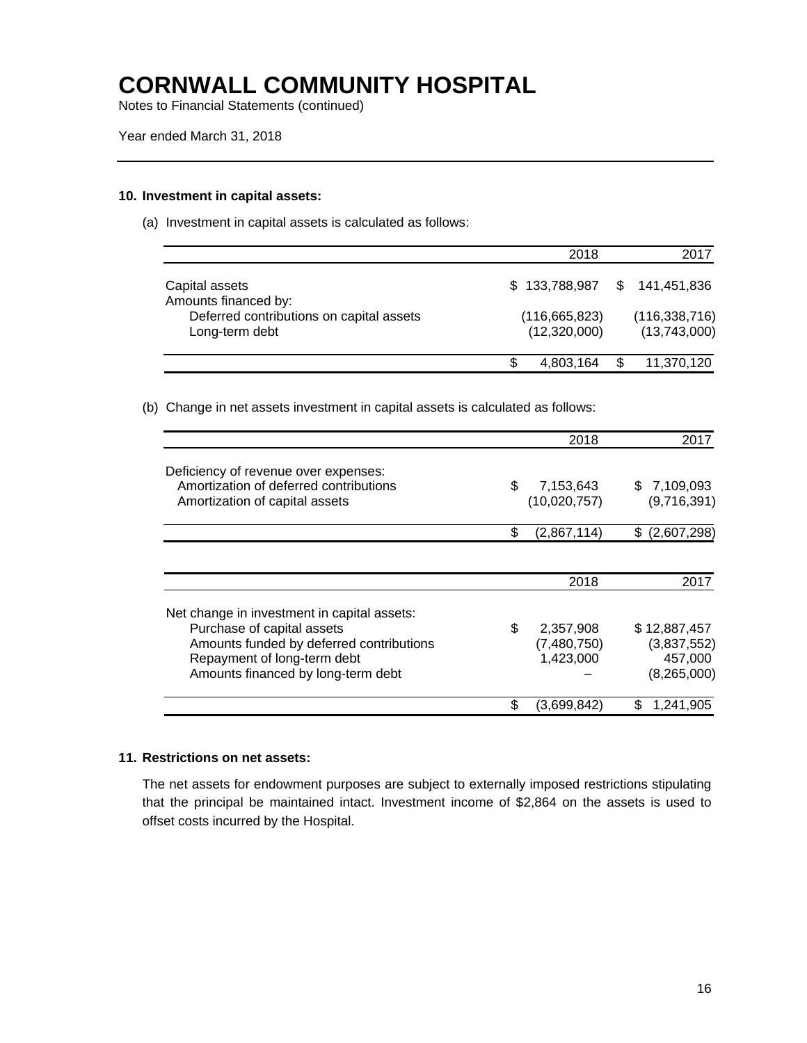# CORNWALL COMMUNITY HOSPITAL

Notes to Financial Statements (continued)

Year ended March 31, 2018

### 10. Investment in capital assets:

(a) Investment in capital assets is calculated as follows:

| | 2018 | 2017 |
|---|---|---|
| Capital assets | $ 133,788,987 | $ 141,451,836 |
| Amounts financed by: | | |
| Deferred contributions on capital assets | (116,665,823) | (116,338,716) |
| Long-term debt | (12,320,000) | (13,743,000) |
| | $ 4,803,164 | $ 11,370,120 |

(b) Change in net assets investment in capital assets is calculated as follows:

| | 2018 | 2017 |
|---|---|---|
| Deficiency of revenue over expenses: | | |
| Amortization of deferred contributions | $ 7,153,643 | $ 7,109,093 |
| Amortization of capital assets | (10,020,757) | (9,716,391) |
| | $ (2,867,114) | $ (2,607,298) |

| | 2018 | 2017 |
|---|---|---|
| Net change in investment in capital assets: | | |
| Purchase of capital assets | $ 2,357,908 | $ 12,887,457 |
| Amounts funded by deferred contributions | (7,480,750) | (3,837,552) |
| Repayment of long-term debt | 1,423,000 | 457,000 |
| Amounts financed by long-term debt | – | (8,265,000) |
| | $ (3,699,842) | $ 1,241,905 |

### 11. Restrictions on net assets:

The net assets for endowment purposes are subject to externally imposed restrictions stipulating that the principal be maintained intact. Investment income of $2,864 on the assets is used to offset costs incurred by the Hospital.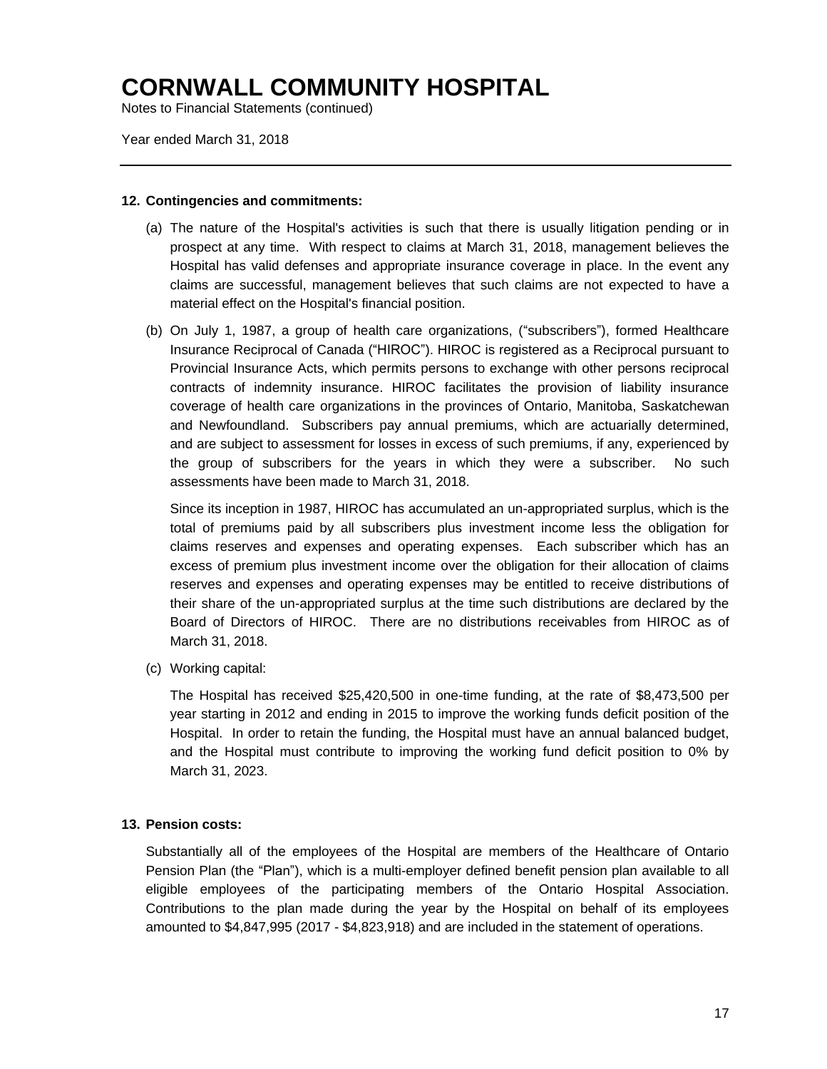# CORNWALL COMMUNITY HOSPITAL

Notes to Financial Statements (continued)

Year ended March 31, 2018

---

### 12. Contingencies and commitments:

(a) The nature of the Hospital's activities is such that there is usually litigation pending or in prospect at any time. With respect to claims at March 31, 2018, management believes the Hospital has valid defenses and appropriate insurance coverage in place. In the event any claims are successful, management believes that such claims are not expected to have a material effect on the Hospital's financial position.

(b) On July 1, 1987, a group of health care organizations, ("subscribers"), formed Healthcare Insurance Reciprocal of Canada ("HIROC"). HIROC is registered as a Reciprocal pursuant to Provincial Insurance Acts, which permits persons to exchange with other persons reciprocal contracts of indemnity insurance. HIROC facilitates the provision of liability insurance coverage of health care organizations in the provinces of Ontario, Manitoba, Saskatchewan and Newfoundland. Subscribers pay annual premiums, which are actuarially determined, and are subject to assessment for losses in excess of such premiums, if any, experienced by the group of subscribers for the years in which they were a subscriber. No such assessments have been made to March 31, 2018.

Since its inception in 1987, HIROC has accumulated an un-appropriated surplus, which is the total of premiums paid by all subscribers plus investment income less the obligation for claims reserves and expenses and operating expenses. Each subscriber which has an excess of premium plus investment income over the obligation for their allocation of claims reserves and expenses and operating expenses may be entitled to receive distributions of their share of the un-appropriated surplus at the time such distributions are declared by the Board of Directors of HIROC. There are no distributions receivables from HIROC as of March 31, 2018.

(c) Working capital:

The Hospital has received $25,420,500 in one-time funding, at the rate of $8,473,500 per year starting in 2012 and ending in 2015 to improve the working funds deficit position of the Hospital. In order to retain the funding, the Hospital must have an annual balanced budget, and the Hospital must contribute to improving the working fund deficit position to 0% by March 31, 2023.

### 13. Pension costs:

Substantially all of the employees of the Hospital are members of the Healthcare of Ontario Pension Plan (the "Plan"), which is a multi-employer defined benefit pension plan available to all eligible employees of the participating members of the Ontario Hospital Association. Contributions to the plan made during the year by the Hospital on behalf of its employees amounted to $4,847,995 (2017 - $4,823,918) and are included in the statement of operations.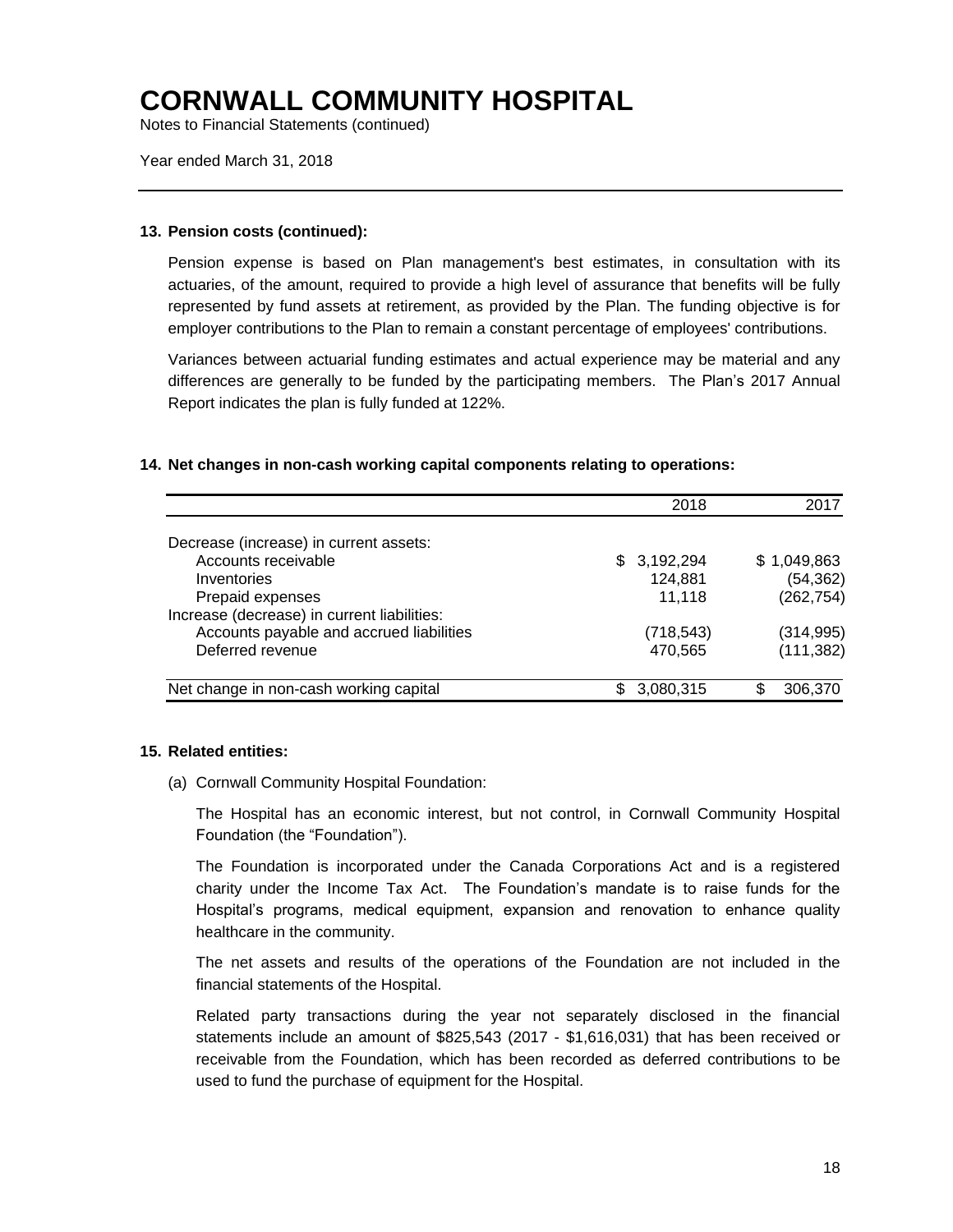# CORNWALL COMMUNITY HOSPITAL

Notes to Financial Statements (continued)

Year ended March 31, 2018

## 13. Pension costs (continued):

Pension expense is based on Plan management's best estimates, in consultation with its actuaries, of the amount, required to provide a high level of assurance that benefits will be fully represented by fund assets at retirement, as provided by the Plan. The funding objective is for employer contributions to the Plan to remain a constant percentage of employees' contributions.

Variances between actuarial funding estimates and actual experience may be material and any differences are generally to be funded by the participating members. The Plan's 2017 Annual Report indicates the plan is fully funded at 122%.

## 14. Net changes in non-cash working capital components relating to operations:

| | 2018 | 2017 |
|---|---|---|
| Decrease (increase) in current assets: | | |
| Accounts receivable | $ 3,192,294 | $ 1,049,863 |
| Inventories | 124,881 | (54,362) |
| Prepaid expenses | 11,118 | (262,754) |
| Increase (decrease) in current liabilities: | | |
| Accounts payable and accrued liabilities | (718,543) | (314,995) |
| Deferred revenue | 470,565 | (111,382) |
| Net change in non-cash working capital | $ 3,080,315 | $ 306,370 |

## 15. Related entities:

(a) Cornwall Community Hospital Foundation:

The Hospital has an economic interest, but not control, in Cornwall Community Hospital Foundation (the "Foundation").

The Foundation is incorporated under the Canada Corporations Act and is a registered charity under the Income Tax Act. The Foundation's mandate is to raise funds for the Hospital's programs, medical equipment, expansion and renovation to enhance quality healthcare in the community.

The net assets and results of the operations of the Foundation are not included in the financial statements of the Hospital.

Related party transactions during the year not separately disclosed in the financial statements include an amount of $825,543 (2017 - $1,616,031) that has been received or receivable from the Foundation, which has been recorded as deferred contributions to be used to fund the purchase of equipment for the Hospital.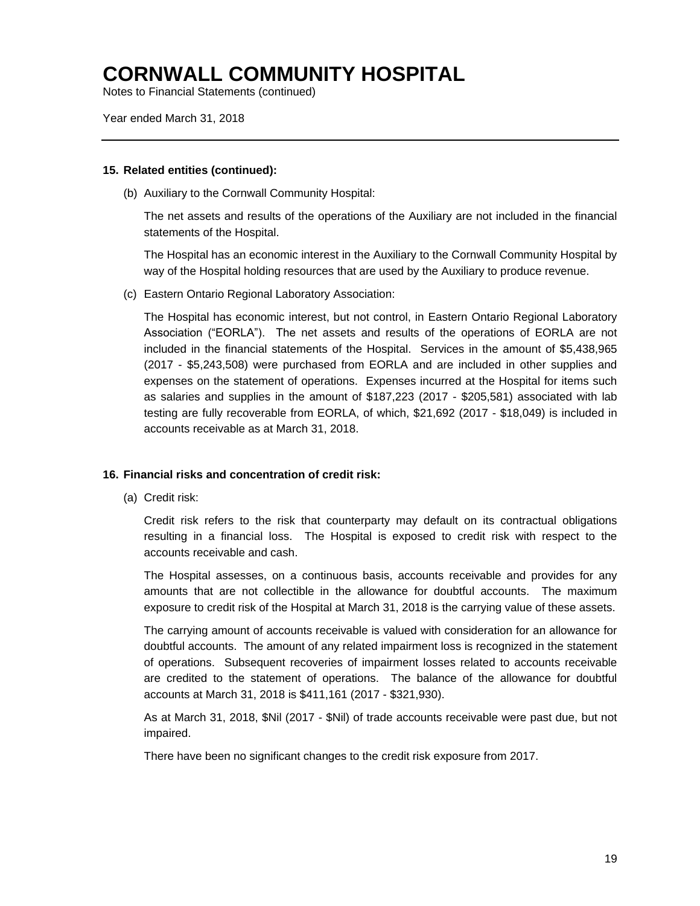## 15. Related entities (continued):

(b) Auxiliary to the Cornwall Community Hospital:

The net assets and results of the operations of the Auxiliary are not included in the financial statements of the Hospital.

The Hospital has an economic interest in the Auxiliary to the Cornwall Community Hospital by way of the Hospital holding resources that are used by the Auxiliary to produce revenue.

(c) Eastern Ontario Regional Laboratory Association:

The Hospital has economic interest, but not control, in Eastern Ontario Regional Laboratory Association ("EORLA"). The net assets and results of the operations of EORLA are not included in the financial statements of the Hospital. Services in the amount of $5,438,965 (2017 - $5,243,508) were purchased from EORLA and are included in other supplies and expenses on the statement of operations. Expenses incurred at the Hospital for items such as salaries and supplies in the amount of $187,223 (2017 - $205,581) associated with lab testing are fully recoverable from EORLA, of which, $21,692 (2017 - $18,049) is included in accounts receivable as at March 31, 2018.

## 16. Financial risks and concentration of credit risk:

(a) Credit risk:

Credit risk refers to the risk that counterparty may default on its contractual obligations resulting in a financial loss. The Hospital is exposed to credit risk with respect to the accounts receivable and cash.

The Hospital assesses, on a continuous basis, accounts receivable and provides for any amounts that are not collectible in the allowance for doubtful accounts. The maximum exposure to credit risk of the Hospital at March 31, 2018 is the carrying value of these assets.

The carrying amount of accounts receivable is valued with consideration for an allowance for doubtful accounts. The amount of any related impairment loss is recognized in the statement of operations. Subsequent recoveries of impairment losses related to accounts receivable are credited to the statement of operations. The balance of the allowance for doubtful accounts at March 31, 2018 is $411,161 (2017 - $321,930).

As at March 31, 2018, $Nil (2017 - $Nil) of trade accounts receivable were past due, but not impaired.

There have been no significant changes to the credit risk exposure from 2017.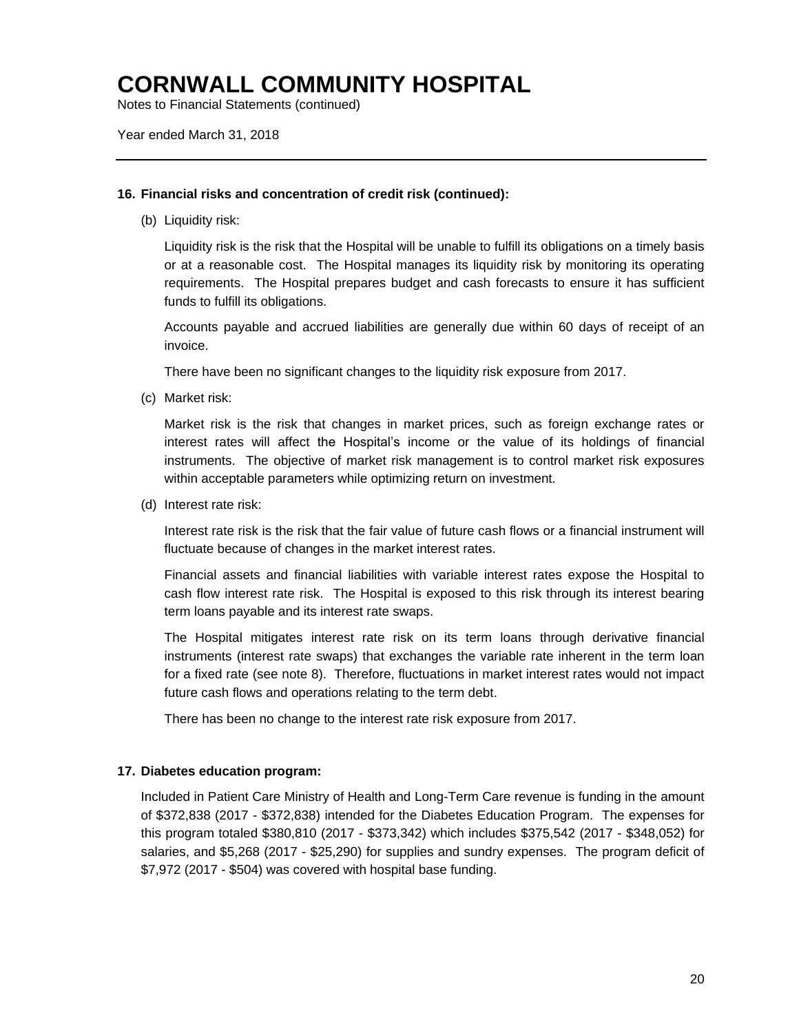# CORNWALL COMMUNITY HOSPITAL

Notes to Financial Statements (continued)

Year ended March 31, 2018

---

### 16. Financial risks and concentration of credit risk (continued):

(b) Liquidity risk:

Liquidity risk is the risk that the Hospital will be unable to fulfill its obligations on a timely basis or at a reasonable cost. The Hospital manages its liquidity risk by monitoring its operating requirements. The Hospital prepares budget and cash forecasts to ensure it has sufficient funds to fulfill its obligations.

Accounts payable and accrued liabilities are generally due within 60 days of receipt of an invoice.

There have been no significant changes to the liquidity risk exposure from 2017.

(c) Market risk:

Market risk is the risk that changes in market prices, such as foreign exchange rates or interest rates will affect the Hospital's income or the value of its holdings of financial instruments. The objective of market risk management is to control market risk exposures within acceptable parameters while optimizing return on investment.

(d) Interest rate risk:

Interest rate risk is the risk that the fair value of future cash flows or a financial instrument will fluctuate because of changes in the market interest rates.

Financial assets and financial liabilities with variable interest rates expose the Hospital to cash flow interest rate risk. The Hospital is exposed to this risk through its interest bearing term loans payable and its interest rate swaps.

The Hospital mitigates interest rate risk on its term loans through derivative financial instruments (interest rate swaps) that exchanges the variable rate inherent in the term loan for a fixed rate (see note 8). Therefore, fluctuations in market interest rates would not impact future cash flows and operations relating to the term debt.

There has been no change to the interest rate risk exposure from 2017.

### 17. Diabetes education program:

Included in Patient Care Ministry of Health and Long-Term Care revenue is funding in the amount of $372,838 (2017 - $372,838) intended for the Diabetes Education Program. The expenses for this program totaled $380,810 (2017 - $373,342) which includes $375,542 (2017 - $348,052) for salaries, and $5,268 (2017 - $25,290) for supplies and sundry expenses. The program deficit of $7,972 (2017 - $504) was covered with hospital base funding.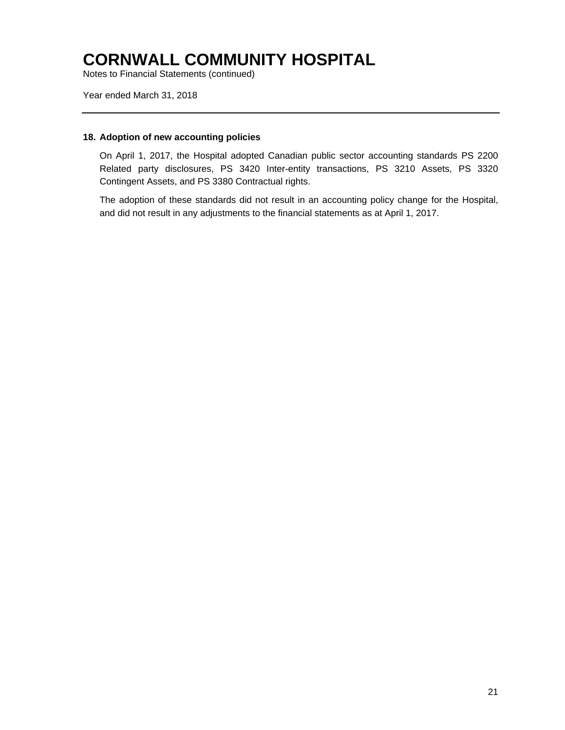## 18. Adoption of new accounting policies

On April 1, 2017, the Hospital adopted Canadian public sector accounting standards PS 2200 Related party disclosures, PS 3420 Inter-entity transactions, PS 3210 Assets, PS 3320 Contingent Assets, and PS 3380 Contractual rights.

The adoption of these standards did not result in an accounting policy change for the Hospital, and did not result in any adjustments to the financial statements as at April 1, 2017.